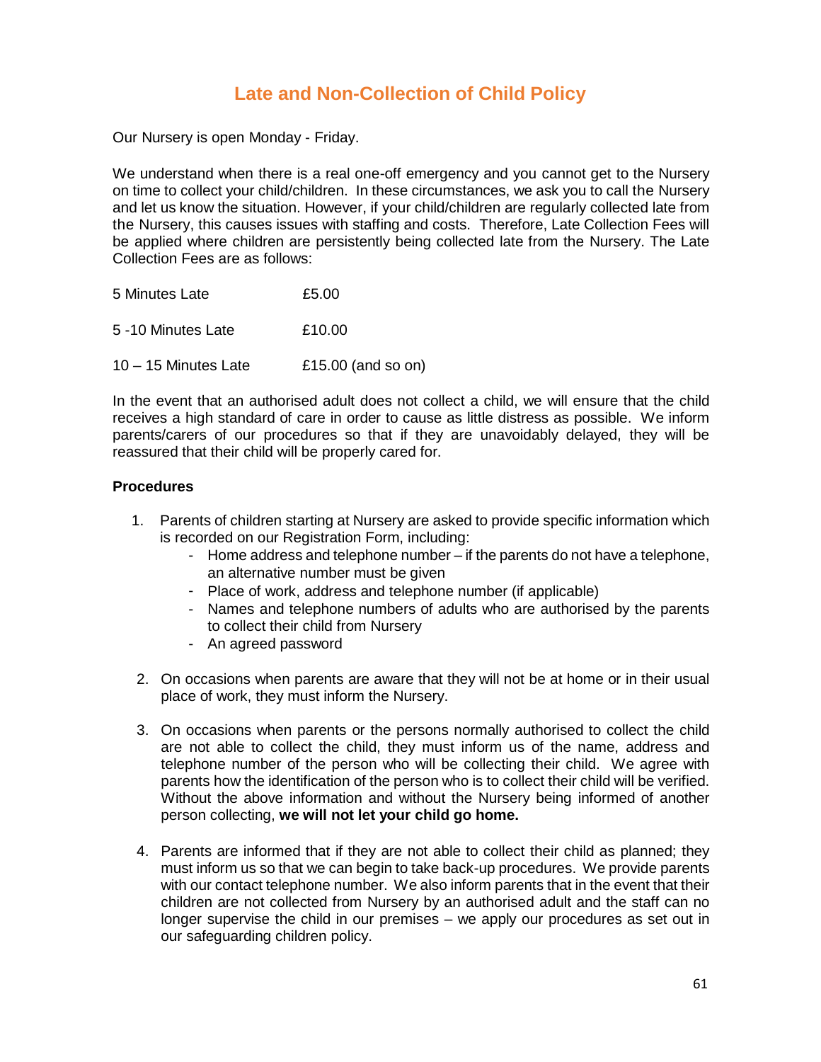# Late and Non-Collection of Child Policy

Our Nursery is open Monday - Friday.

We understand when there is a real one-off emergency and you cannot get to the Nursery on time to collect your child/children. In these circumstances, we ask you to call the Nursery and let us know the situation. However, if your child/children are regularly collected late from the Nursery, this causes issues with staffing and costs. Therefore, Late Collection Fees will be applied where children are persistently being collected late from the Nursery. The Late Collection Fees are as follows:

| | |
|---|---|
| 5 Minutes Late | £5.00 |
| 5 -10 Minutes Late | £10.00 |
| 10 – 15 Minutes Late | £15.00 (and so on) |

In the event that an authorised adult does not collect a child, we will ensure that the child receives a high standard of care in order to cause as little distress as possible. We inform parents/carers of our procedures so that if they are unavoidably delayed, they will be reassured that their child will be properly cared for.

**Procedures**

1. Parents of children starting at Nursery are asked to provide specific information which is recorded on our Registration Form, including:
   - Home address and telephone number – if the parents do not have a telephone, an alternative number must be given
   - Place of work, address and telephone number (if applicable)
   - Names and telephone numbers of adults who are authorised by the parents to collect their child from Nursery
   - An agreed password

2. On occasions when parents are aware that they will not be at home or in their usual place of work, they must inform the Nursery.

3. On occasions when parents or the persons normally authorised to collect the child are not able to collect the child, they must inform us of the name, address and telephone number of the person who will be collecting their child. We agree with parents how the identification of the person who is to collect their child will be verified. Without the above information and without the Nursery being informed of another person collecting, **we will not let your child go home.**

4. Parents are informed that if they are not able to collect their child as planned; they must inform us so that we can begin to take back-up procedures. We provide parents with our contact telephone number. We also inform parents that in the event that their children are not collected from Nursery by an authorised adult and the staff can no longer supervise the child in our premises – we apply our procedures as set out in our safeguarding children policy.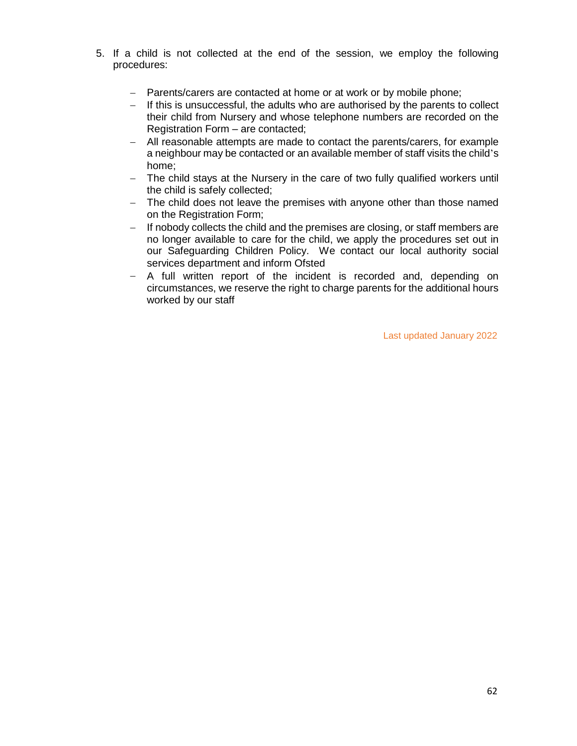5. If a child is not collected at the end of the session, we employ the following procedures:

    - Parents/carers are contacted at home or at work or by mobile phone;
    - If this is unsuccessful, the adults who are authorised by the parents to collect their child from Nursery and whose telephone numbers are recorded on the Registration Form – are contacted;
    - All reasonable attempts are made to contact the parents/carers, for example a neighbour may be contacted or an available member of staff visits the child's home;
    - The child stays at the Nursery in the care of two fully qualified workers until the child is safely collected;
    - The child does not leave the premises with anyone other than those named on the Registration Form;
    - If nobody collects the child and the premises are closing, or staff members are no longer available to care for the child, we apply the procedures set out in our Safeguarding Children Policy. We contact our local authority social services department and inform Ofsted
    - A full written report of the incident is recorded and, depending on circumstances, we reserve the right to charge parents for the additional hours worked by our staff

Last updated January 2022